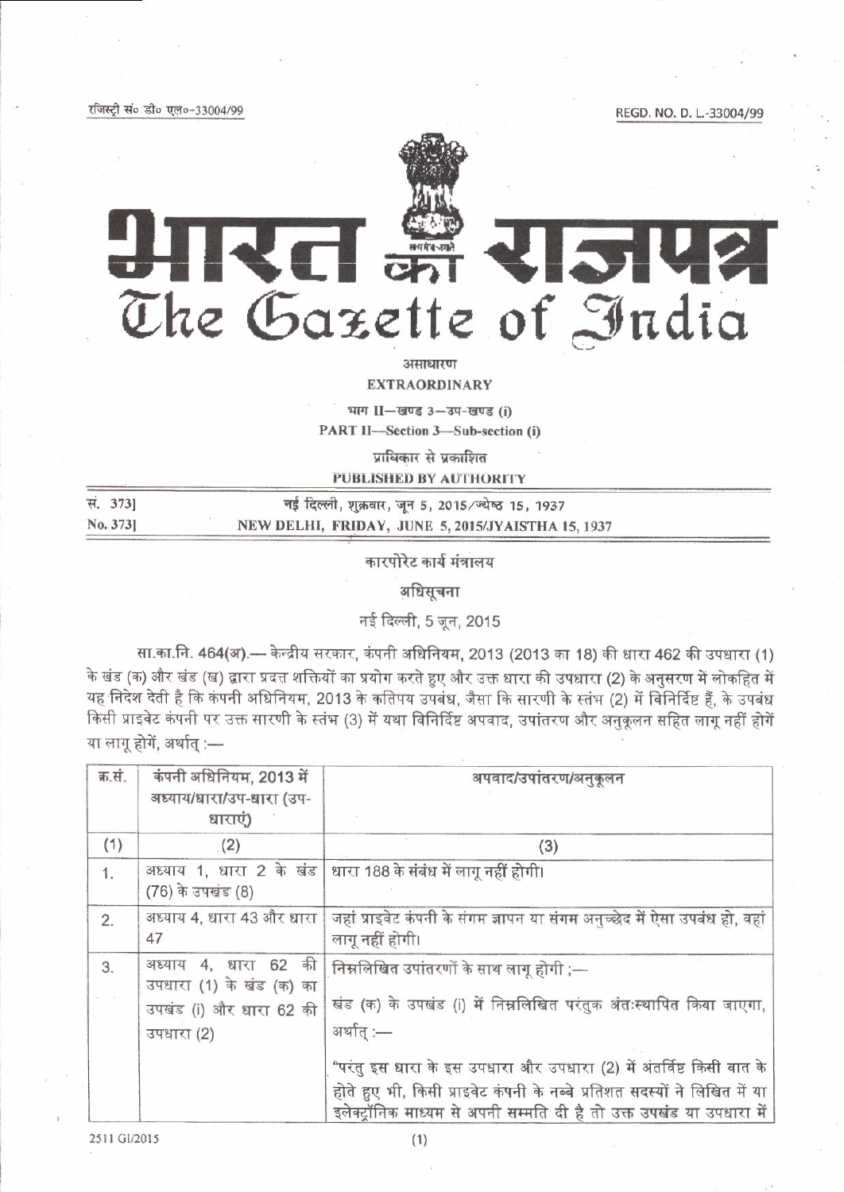रजिस्ट्री सं० डी० एल०-33004/99 REGD. NO. D. L.-33004/99

# भारत का राजपत्र
# The Gazette of India

असाधारण

**EXTRAORDINARY**

भाग II—खण्ड 3—उप-खण्ड (i)

**PART II—Section 3—Sub-section (i)**

प्राधिकार से प्रकाशित

**PUBLISHED BY AUTHORITY**

सं. 373] नई दिल्ली, शुक्रवार, जून 5, 2015/ज्येष्ठ 15, 1937

No. 373] NEW DELHI, FRIDAY, JUNE 5, 2015/JYAISTHA 15, 1937

## कारपोरेट कार्य मंत्रालय

### अधिसूचना

नई दिल्ली, 5 जून, 2015

सा.का.नि. 464(अ).— केन्द्रीय सरकार, कंपनी अधिनियम, 2013 (2013 का 18) की धारा 462 की उपधारा (1) के खंड (क) और खंड (ख) द्वारा प्रदत्त शक्तियों का प्रयोग करते हुए और उक्त धारा की उपधारा (2) के अनुसरण में लोकहित में यह निदेश देती है कि कंपनी अधिनियम, 2013 के कतिपय उपबंध, जैसा कि सारणी के स्तंभ (2) में विनिर्दिष्ट हैं, के उपबंध किसी प्राइवेट कंपनी पर उक्त सारणी के स्तंभ (3) में यथा विनिर्दिष्ट अपवाद, उपांतरण और अनुकूलन सहित लागू नहीं होगें या लागू होगें, अर्थात् :—

| क्र.सं. | कंपनी अधिनियम, 2013 में अध्याय/धारा/उप-धारा (उप-धाराएं) | अपवाद/उपांतरण/अनुकूलन |
|---|---|---|
| (1) | (2) | (3) |
| 1. | अध्याय 1, धारा 2 के खंड (76) के उपखंड (8) | धारा 188 के संबंध में लागू नहीं होगी। |
| 2. | अध्याय 4, धारा 43 और धारा 47 | जहां प्राइवेट कंपनी के संगम ज्ञापन या संगम अनुच्छेद में ऐसा उपबंध हो, वहां लागू नहीं होगी। |
| 3. | अध्याय 4, धारा 62 की उपधारा (1) के खंड (क) का उपखंड (i) और धारा 62 की उपधारा (2) | निम्नलिखित उपांतरणों के साथ लागू होगी ;— <br><br> खंड (क) के उपखंड (i) में निम्नलिखित परंतुक अंतःस्थापित किया जाएगा, अर्थात् :— <br><br> "परंतु इस धारा के इस उपधारा और उपधारा (2) में अंतर्विष्ट किसी बात के होते हुए भी, किसी प्राइवेट कंपनी के नब्बे प्रतिशत सदस्यों ने लिखित में या इलेक्ट्रॉनिक माध्यम से अपनी सम्मति दी है तो उक्त उपखंड या उपधारा में |

2511 GI/2015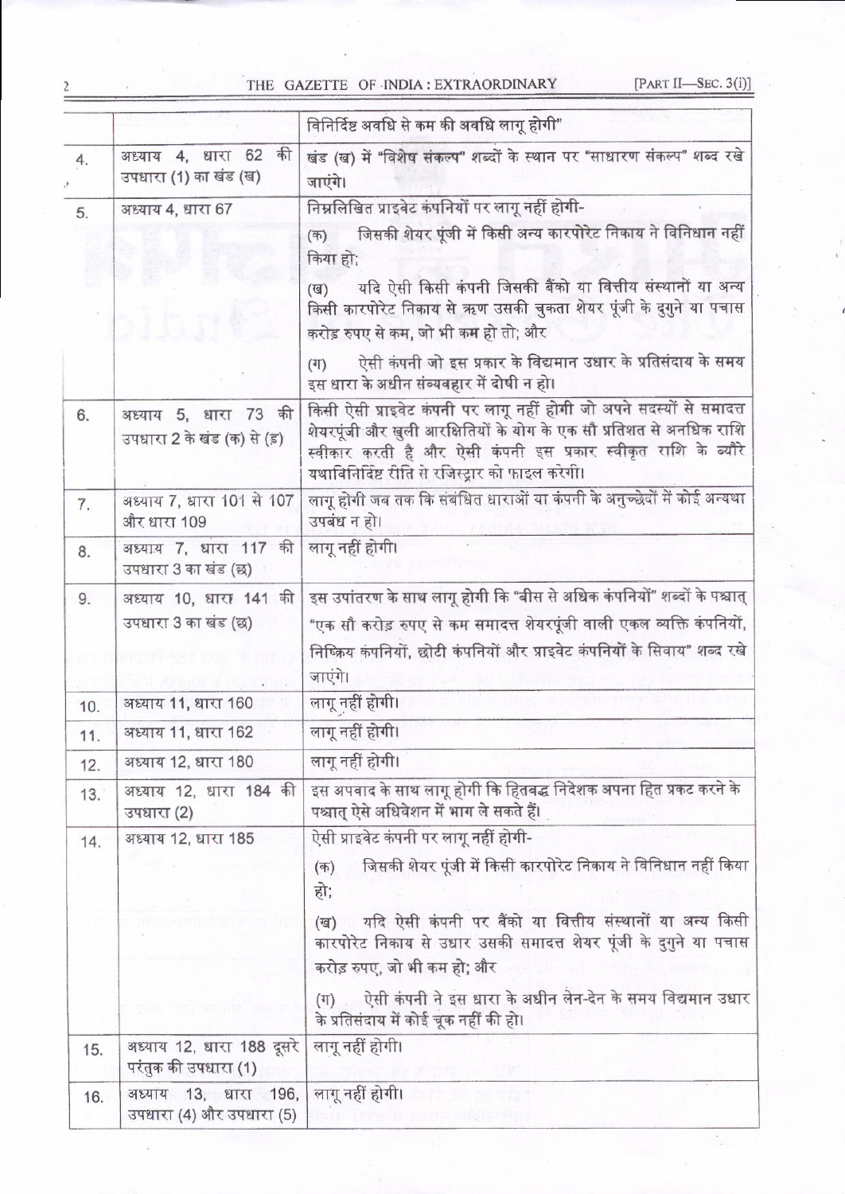| | | |
|---|---|---|
| | | विनिर्दिष्ट अवधि से कम की अवधि लागू होगी" |
| 4. | अध्याय 4, धारा 62 की उपधारा (1) का खंड (ख) | खंड (ख) में "विशेष संकल्प" शब्दों के स्थान पर "साधारण संकल्प" शब्द रखे जाएंगे। |
| 5. | अध्याय 4, धारा 67 | निम्नलिखित प्राइवेट कंपनियों पर लागू नहीं होगी- (क) जिसकी शेयर पूंजी में किसी अन्य कारपोरेट निकाय ने विनिधान नहीं किया हो; (ख) यदि ऐसी किसी कंपनी जिसकी बैंको या वित्तीय संस्थानों या अन्य किसी कारपोरेट निकाय से ऋण उसकी चुकता शेयर पूंजी के दुगुने या पचास करोड़ रुपए से कम, जो भी कम हो तो; और (ग) ऐसी कंपनी जो इस प्रकार के विद्यमान उधार के प्रतिसंदाय के समय इस धारा के अधीन संव्यवहार में दोषी न हो। |
| 6. | अध्याय 5, धारा 73 की उपधारा 2 के खंड (क) से (ङ) | किसी ऐसी प्राइवेट कंपनी पर लागू नहीं होगी जो अपने सदस्यों से समादत्त शेयरपूंजी और खुली आरक्षितियों के योग के एक सौ प्रतिशत से अनधिक राशि स्वीकार करती है और ऐसी कंपनी इस प्रकार स्वीकृत राशि के ब्यौरे यथाविनिर्दिष्ट रीति से रजिस्ट्रार को फाइल करेगी। |
| 7. | अध्याय 7, धारा 101 से 107 और धारा 109 | लागू होगी जब तक कि संबंधित धाराओं या कंपनी के अनुच्छेदों में कोई अन्यथा उपबंध न हो। |
| 8. | अध्याय 7, धारा 117 की उपधारा 3 का खंड (छ) | लागू नहीं होगी। |
| 9. | अध्याय 10, धारा 141 की उपधारा 3 का खंड (छ) | इस उपांतरण के साथ लागू होगी कि "बीस से अधिक कंपनियों" शब्दों के पश्चात् "एक सौ करोड़ रुपए से कम समादत्त शेयरपूंजी वाली एकल व्यक्ति कंपनियों, निष्क्रिय कंपनियों, छोटी कंपनियों और प्राइवेट कंपनियों के सिवाय" शब्द रखे जाएंगे। |
| 10. | अध्याय 11, धारा 160 | लागू नहीं होगी। |
| 11. | अध्याय 11, धारा 162 | लागू नहीं होगी। |
| 12. | अध्याय 12, धारा 180 | लागू नहीं होगी। |
| 13. | अध्याय 12, धारा 184 की उपधारा (2) | इस अपवाद के साथ लागू होगी कि हितबद्ध निदेशक अपना हित प्रकट करने के पश्चात् ऐसे अधिवेशन में भाग ले सकते हैं। |
| 14. | अध्याय 12, धारा 185 | ऐसी प्राइवेट कंपनी पर लागू नहीं होगी- (क) जिसकी शेयर पूंजी में किसी कारपोरेट निकाय ने विनिधान नहीं किया हो; (ख) यदि ऐसी कंपनी पर बैंको या वित्तीय संस्थानों या अन्य किसी कारपोरेट निकाय से उधार उसकी समादत्त शेयर पूंजी के दुगुने या पचास करोड़ रुपए, जो भी कम हो; और (ग) ऐसी कंपनी ने इस धारा के अधीन लेन-देन के समय विद्यमान उधार के प्रतिसंदाय में कोई चूक नहीं की हो। |
| 15. | अध्याय 12, धारा 188 दूसरे परंतुक की उपधारा (1) | लागू नहीं होगी। |
| 16. | अध्याय 13, धारा 196, उपधारा (4) और उपधारा (5) | लागू नहीं होगी। |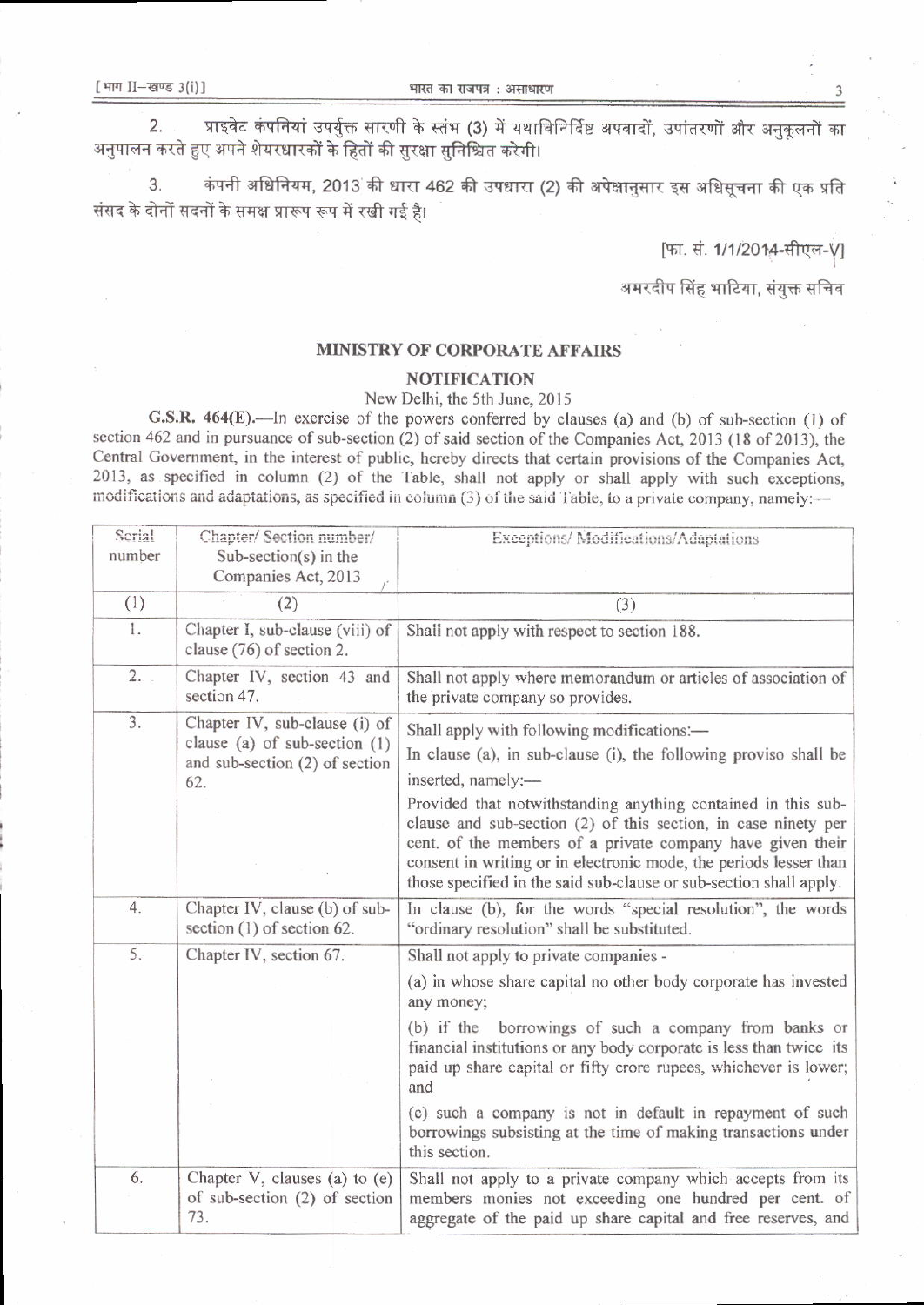2. प्राइवेट कंपनियां उपर्युक्त सारणी के स्तंभ (3) में यथाविनिर्दिष्ट अपवादों, उपांतरणों और अनुकूलनों का अनुपालन करते हुए अपने शेयरधारकों के हितों की सुरक्षा सुनिश्चित करेंगी।

3. कंपनी अधिनियम, 2013 की धारा 462 की उपधारा (2) की अपेक्षानुसार इस अधिसूचना की एक प्रति संसद के दोनों सदनों के समक्ष प्रारूप रूप में रखी गई है।

[फा. सं. 1/1/2014-सीएल-V]

अमरदीप सिंह भाटिया, संयुक्त सचिव

## MINISTRY OF CORPORATE AFFAIRS

### NOTIFICATION

New Delhi, the 5th June, 2015

**G.S.R. 464(E).**—In exercise of the powers conferred by clauses (a) and (b) of sub-section (1) of section 462 and in pursuance of sub-section (2) of said section of the Companies Act, 2013 (18 of 2013), the Central Government, in the interest of public, hereby directs that certain provisions of the Companies Act, 2013, as specified in column (2) of the Table, shall not apply or shall apply with such exceptions, modifications and adaptations, as specified in column (3) of the said Table, to a private company, namely:—

| Serial number | Chapter/ Section number/ Sub-section(s) in the Companies Act, 2013 | Exceptions/ Modifications/Adaptations |
|---|---|---|
| (1) | (2) | (3) |
| 1. | Chapter I, sub-clause (viii) of clause (76) of section 2. | Shall not apply with respect to section 188. |
| 2. | Chapter IV, section 43 and section 47. | Shall not apply where memorandum or articles of association of the private company so provides. |
| 3. | Chapter IV, sub-clause (i) of clause (a) of sub-section (1) and sub-section (2) of section 62. | Shall apply with following modifications:— In clause (a), in sub-clause (i), the following proviso shall be inserted, namely:— Provided that notwithstanding anything contained in this sub-clause and sub-section (2) of this section, in case ninety per cent. of the members of a private company have given their consent in writing or in electronic mode, the periods lesser than those specified in the said sub-clause or sub-section shall apply. |
| 4. | Chapter IV, clause (b) of sub-section (1) of section 62. | In clause (b), for the words "special resolution", the words "ordinary resolution" shall be substituted. |
| 5. | Chapter IV, section 67. | Shall not apply to private companies - (a) in whose share capital no other body corporate has invested any money; (b) if the borrowings of such a company from banks or financial institutions or any body corporate is less than twice its paid up share capital or fifty crore rupees, whichever is lower; and (c) such a company is not in default in repayment of such borrowings subsisting at the time of making transactions under this section. |
| 6. | Chapter V, clauses (a) to (e) of sub-section (2) of section 73. | Shall not apply to a private company which accepts from its members monies not exceeding one hundred per cent. of aggregate of the paid up share capital and free reserves, and |